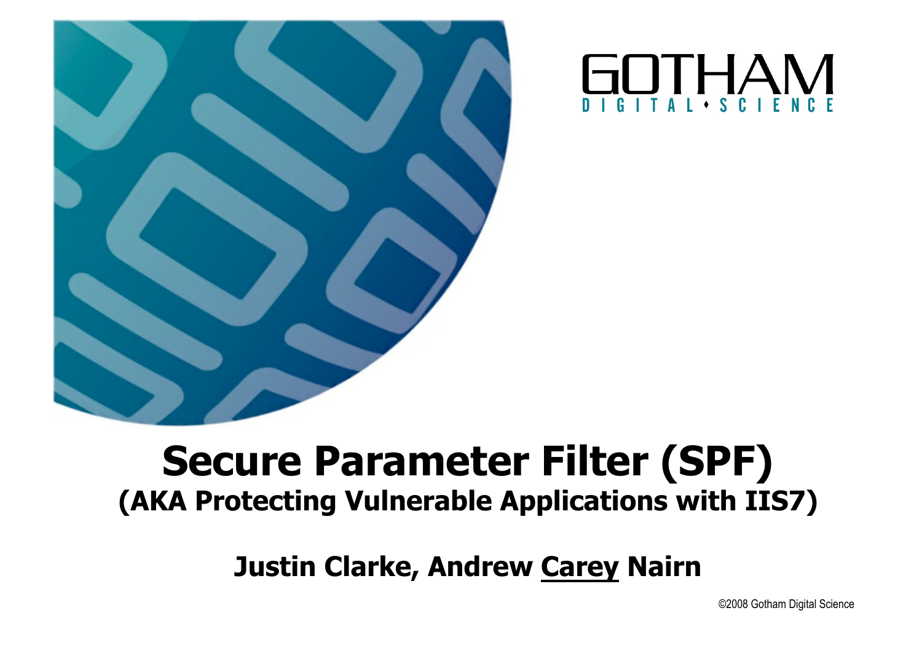GOTHAM

DIGITAL • SCIENCE

# Secure Parameter Filter (SPF)

## (AKA Protecting Vulnerable Applications with IIS7)

**Justin Clarke, Andrew <u>Carey</u> Nairn**

©2008 Gotham Digital Science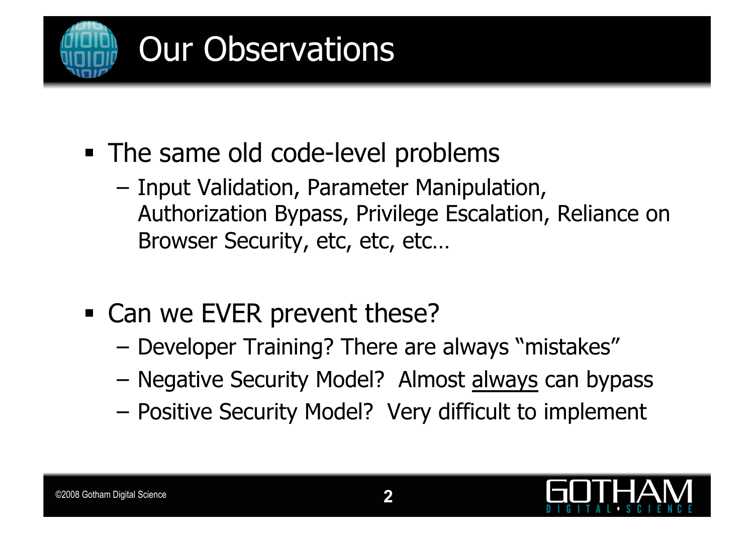# Our Observations

- The same old code-level problems
  - Input Validation, Parameter Manipulation, Authorization Bypass, Privilege Escalation, Reliance on Browser Security, etc, etc, etc…
- Can we EVER prevent these?
  - Developer Training? There are always "mistakes"
  - Negative Security Model? Almost <u>always</u> can bypass
  - Positive Security Model? Very difficult to implement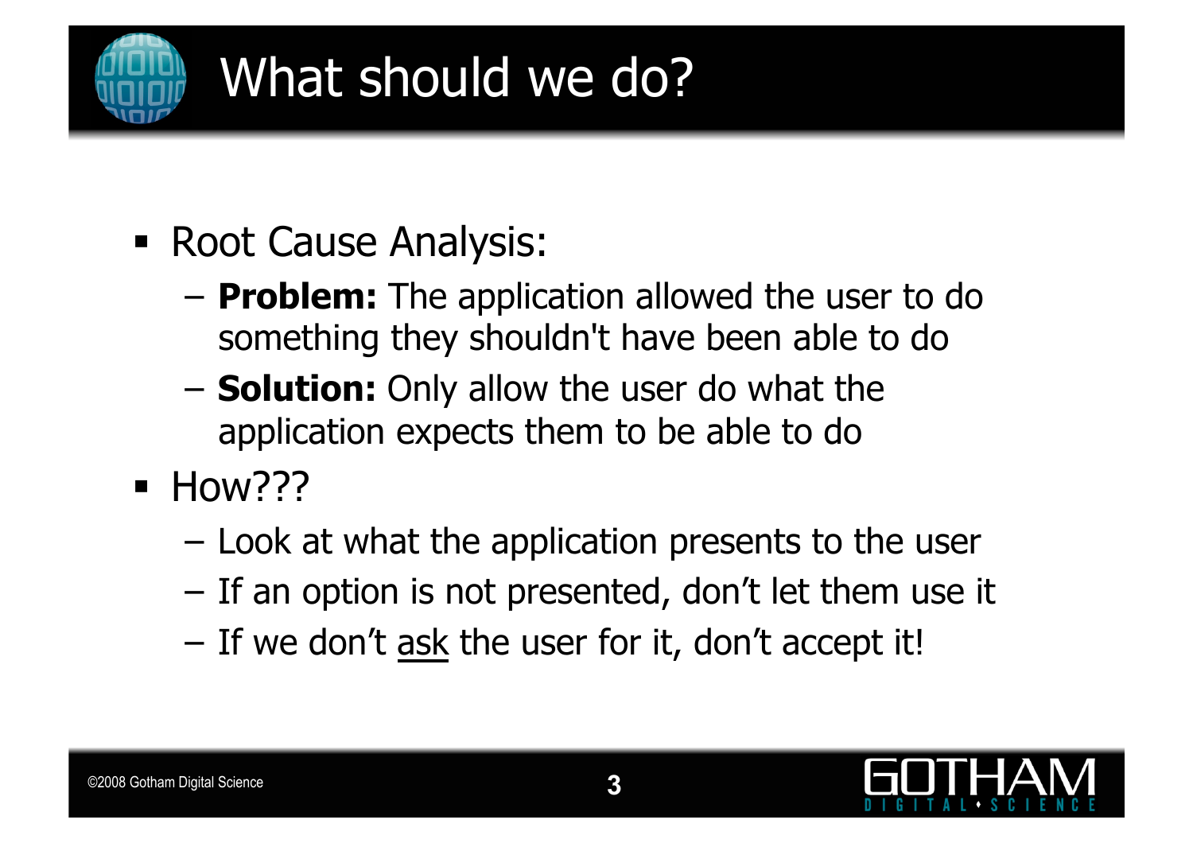# What should we do?

- Root Cause Analysis:
  - **Problem:** The application allowed the user to do something they shouldn't have been able to do
  - **Solution:** Only allow the user do what the application expects them to be able to do
- How???
  - Look at what the application presents to the user
  - If an option is not presented, don't let them use it
  - If we don't <u>ask</u> the user for it, don't accept it!

©2008 Gotham Digital Science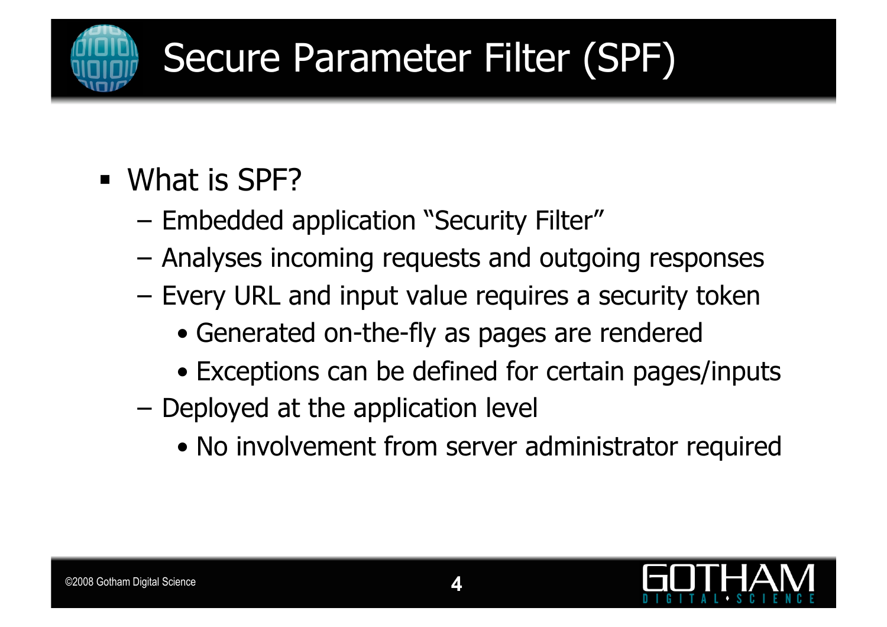# Secure Parameter Filter (SPF)

- What is SPF?
  - Embedded application "Security Filter"
  - Analyses incoming requests and outgoing responses
  - Every URL and input value requires a security token
    - Generated on-the-fly as pages are rendered
    - Exceptions can be defined for certain pages/inputs
  - Deployed at the application level
    - No involvement from server administrator required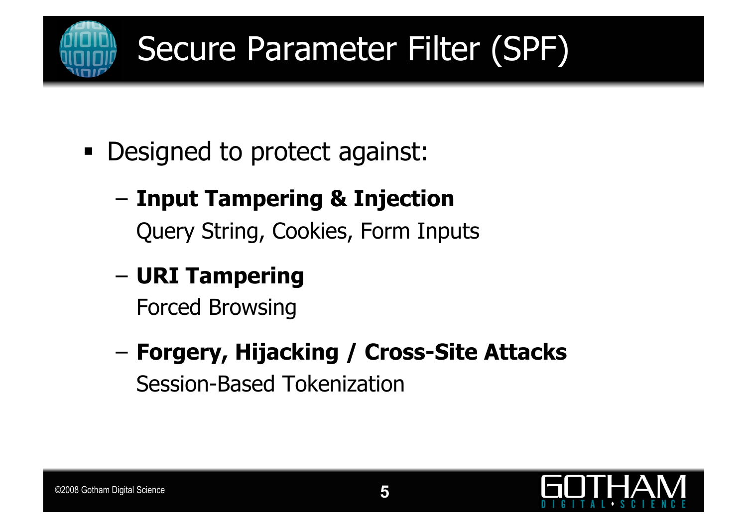# Secure Parameter Filter (SPF)

- Designed to protect against:
  - **Input Tampering & Injection**
    Query String, Cookies, Form Inputs
  - **URI Tampering**
    Forced Browsing
  - **Forgery, Hijacking / Cross-Site Attacks**
    Session-Based Tokenization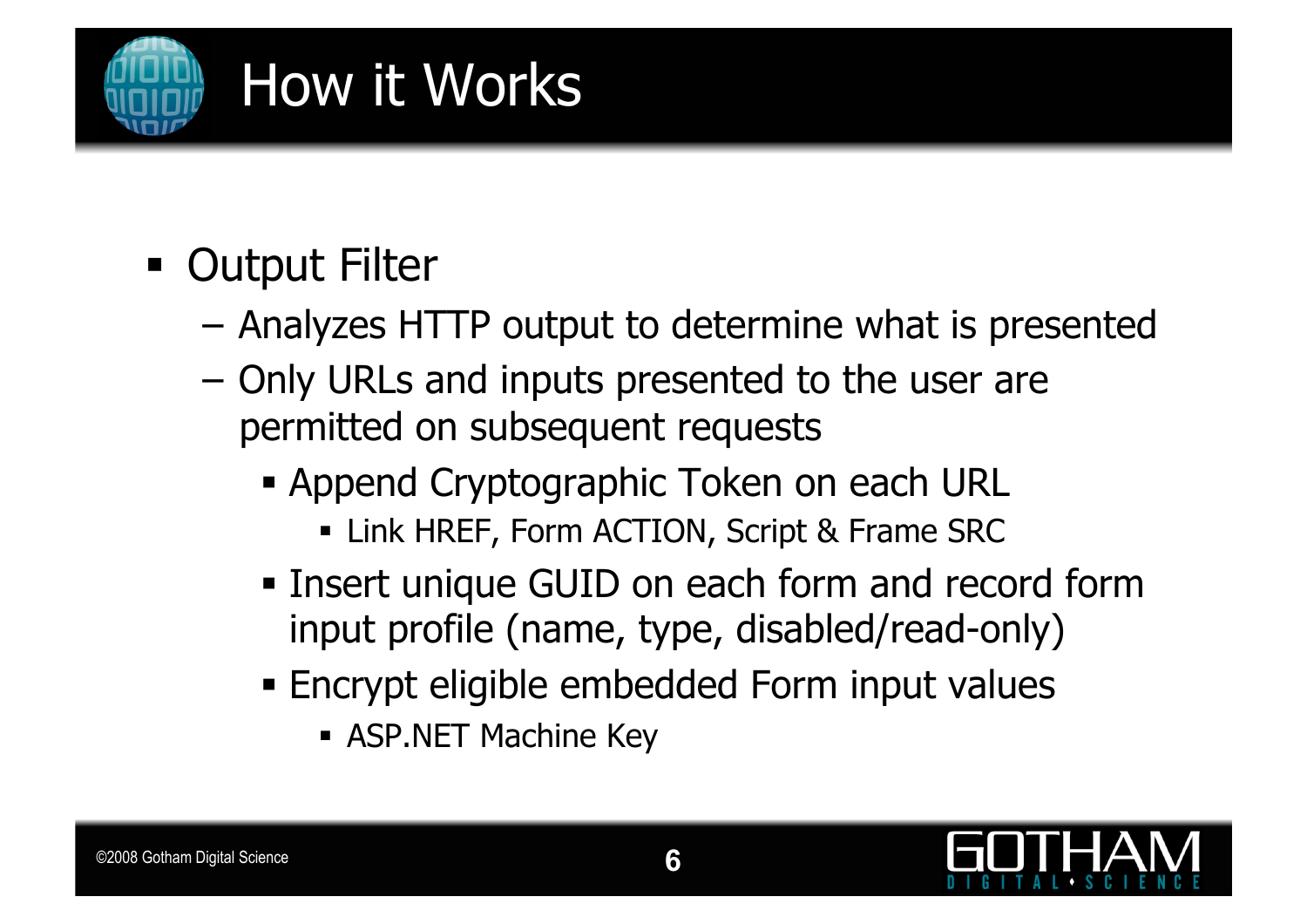# How it Works

- Output Filter
  - Analyzes HTTP output to determine what is presented
  - Only URLs and inputs presented to the user are permitted on subsequent requests
    - Append Cryptographic Token on each URL
      - Link HREF, Form ACTION, Script & Frame SRC
    - Insert unique GUID on each form and record form input profile (name, type, disabled/read-only)
    - Encrypt eligible embedded Form input values
      - ASP.NET Machine Key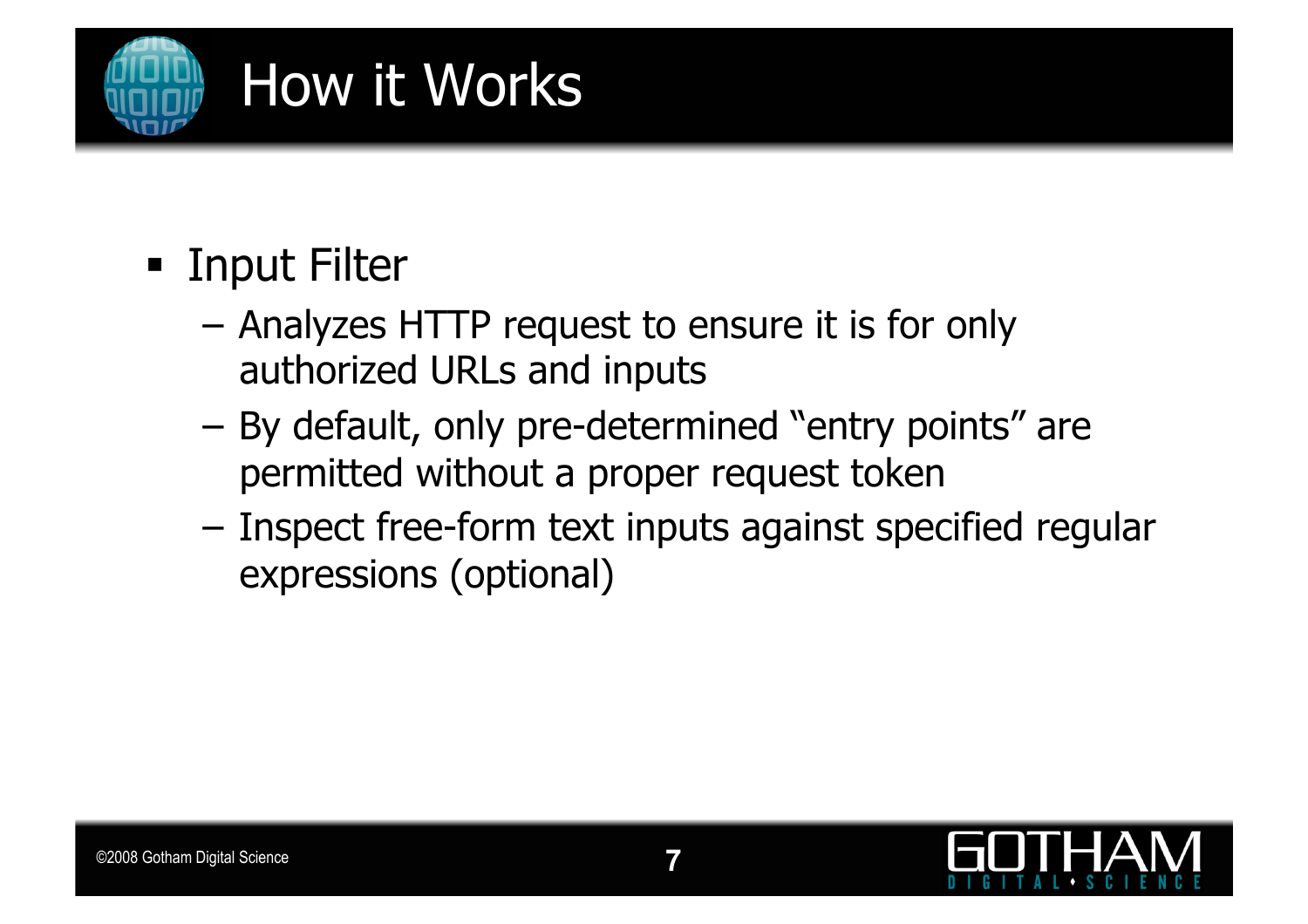# How it Works

- Input Filter
  - Analyzes HTTP request to ensure it is for only authorized URLs and inputs
  - By default, only pre-determined “entry points” are permitted without a proper request token
  - Inspect free-form text inputs against specified regular expressions (optional)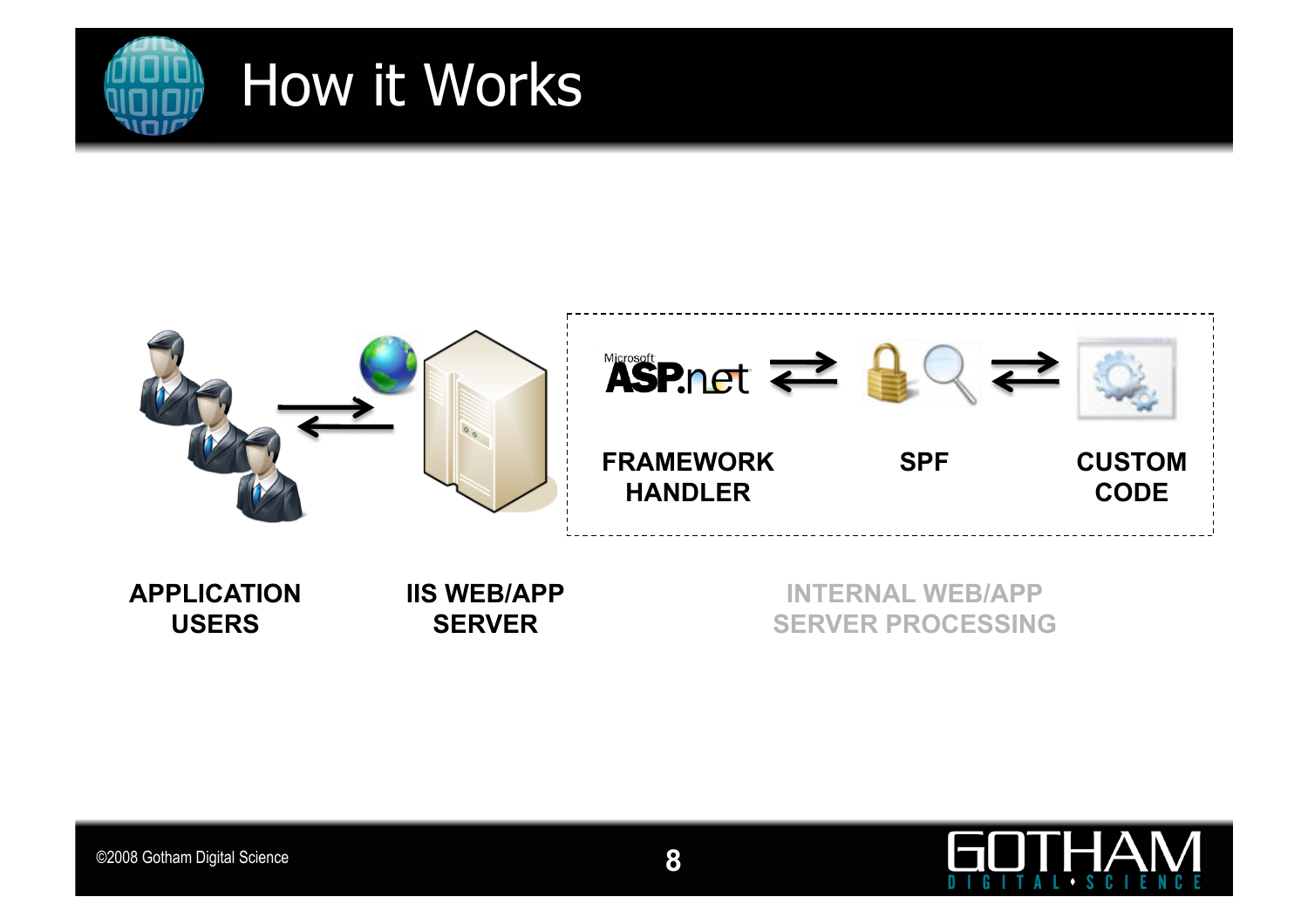# How it Works

Microsoft ASP.net

FRAMEWORK HANDLER

SPF

CUSTOM CODE

APPLICATION USERS

IIS WEB/APP SERVER

INTERNAL WEB/APP SERVER PROCESSING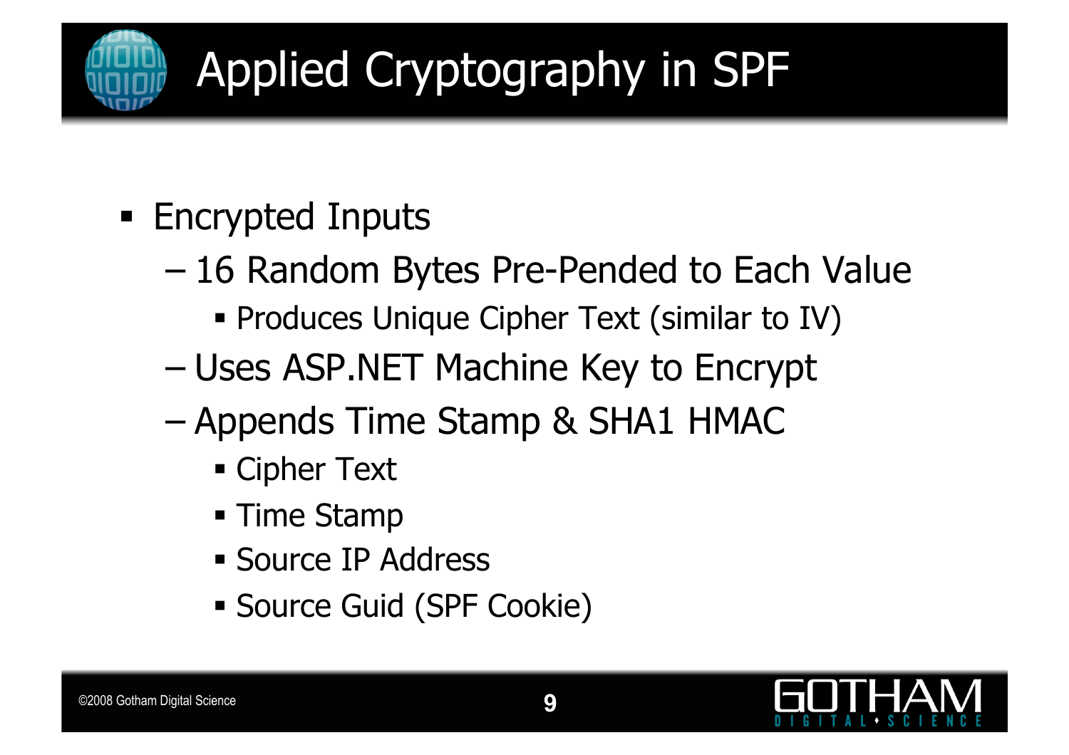# Applied Cryptography in SPF

- Encrypted Inputs
  - 16 Random Bytes Pre-Pended to Each Value
    - Produces Unique Cipher Text (similar to IV)
  - Uses ASP.NET Machine Key to Encrypt
  - Appends Time Stamp & SHA1 HMAC
    - Cipher Text
    - Time Stamp
    - Source IP Address
    - Source Guid (SPF Cookie)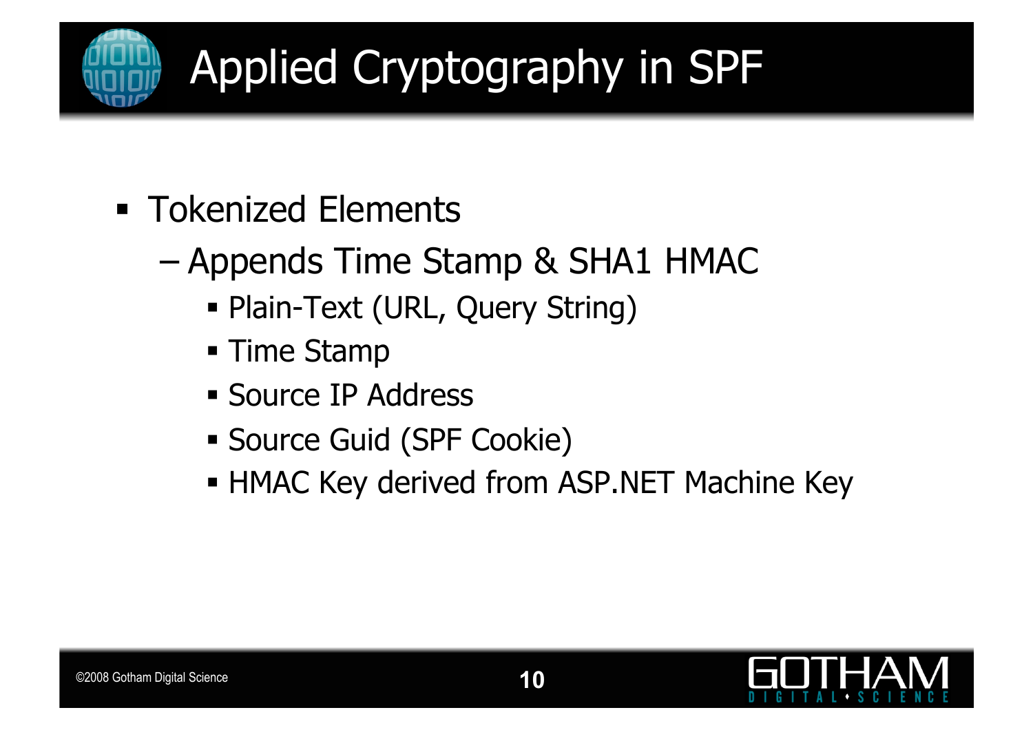# Applied Cryptography in SPF

- Tokenized Elements
  - Appends Time Stamp & SHA1 HMAC
    - Plain-Text (URL, Query String)
    - Time Stamp
    - Source IP Address
    - Source Guid (SPF Cookie)
    - HMAC Key derived from ASP.NET Machine Key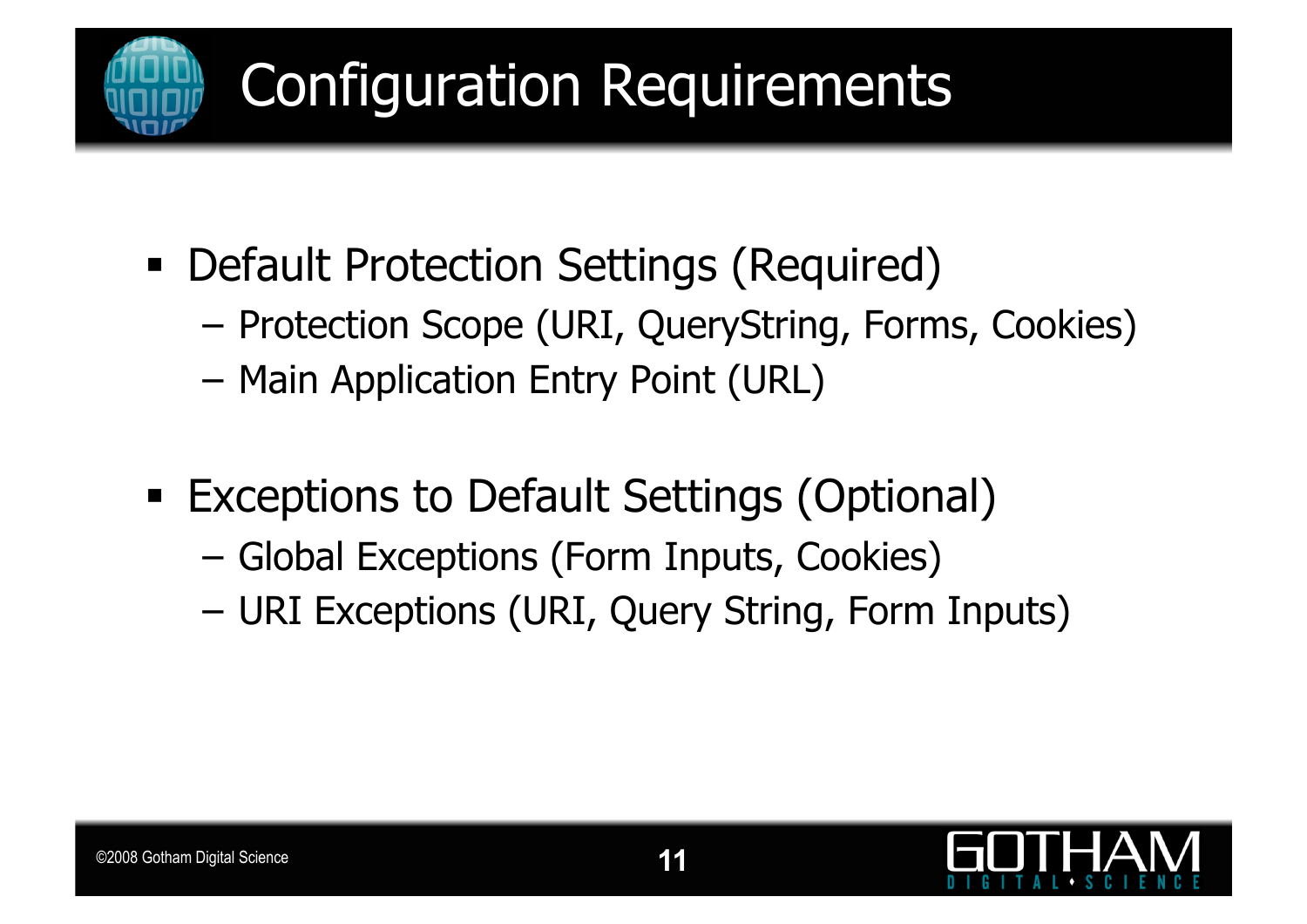# Configuration Requirements

- Default Protection Settings (Required)
  - Protection Scope (URI, QueryString, Forms, Cookies)
  - Main Application Entry Point (URL)

- Exceptions to Default Settings (Optional)
  - Global Exceptions (Form Inputs, Cookies)
  - URI Exceptions (URI, Query String, Form Inputs)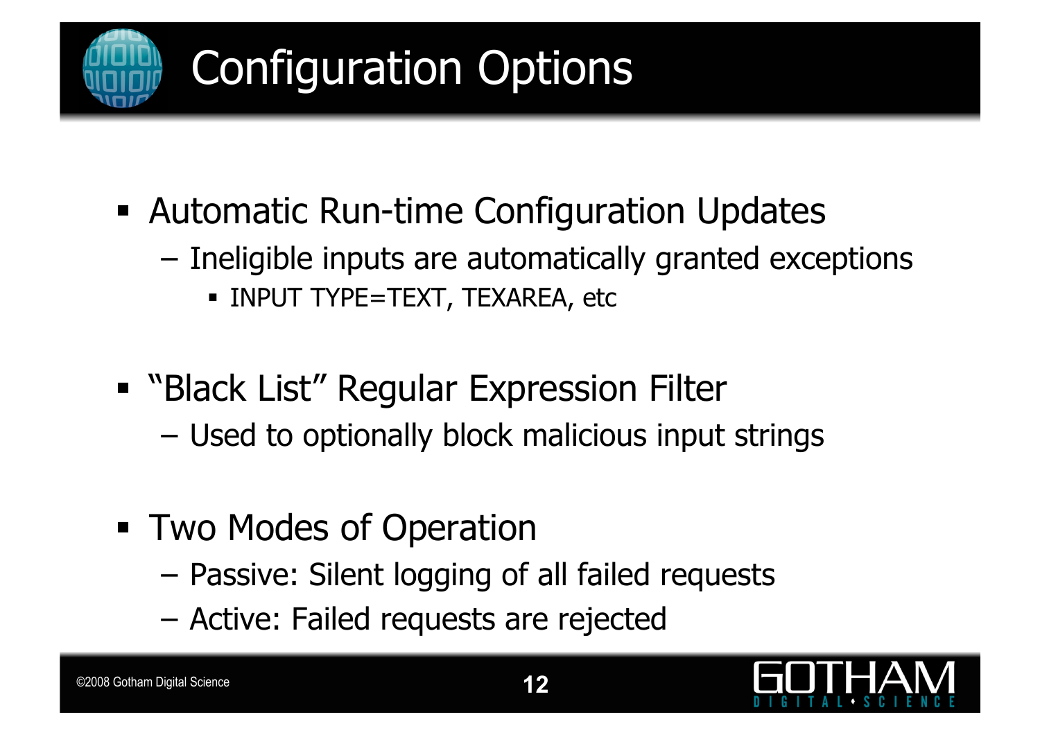# Configuration Options

- Automatic Run-time Configuration Updates
  - Ineligible inputs are automatically granted exceptions
    - INPUT TYPE=TEXT, TEXAREA, etc
- “Black List” Regular Expression Filter
  - Used to optionally block malicious input strings
- Two Modes of Operation
  - Passive: Silent logging of all failed requests
  - Active: Failed requests are rejected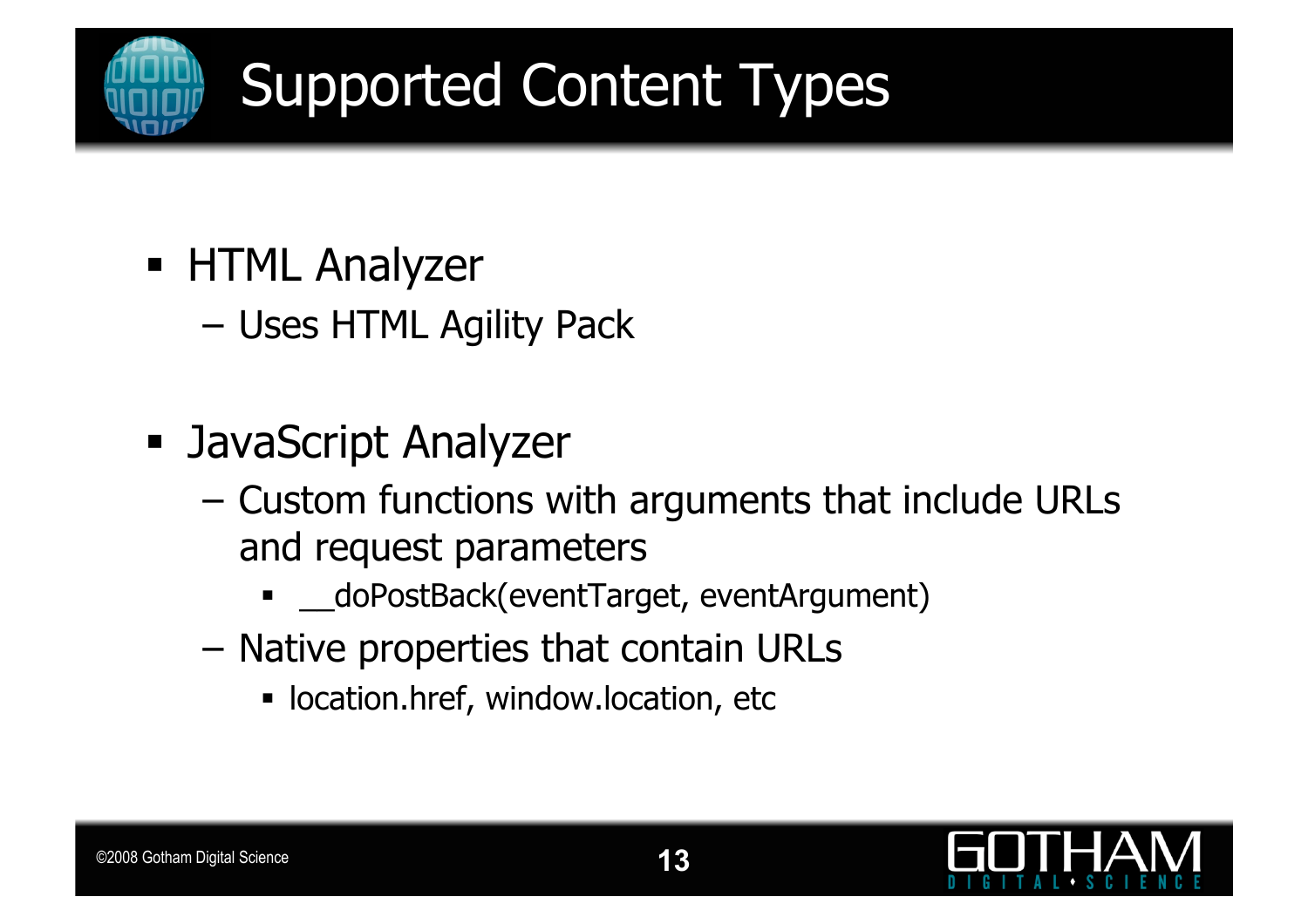# Supported Content Types

- HTML Analyzer
  - Uses HTML Agility Pack
- JavaScript Analyzer
  - Custom functions with arguments that include URLs and request parameters
    - __doPostBack(eventTarget, eventArgument)
  - Native properties that contain URLs
    - location.href, window.location, etc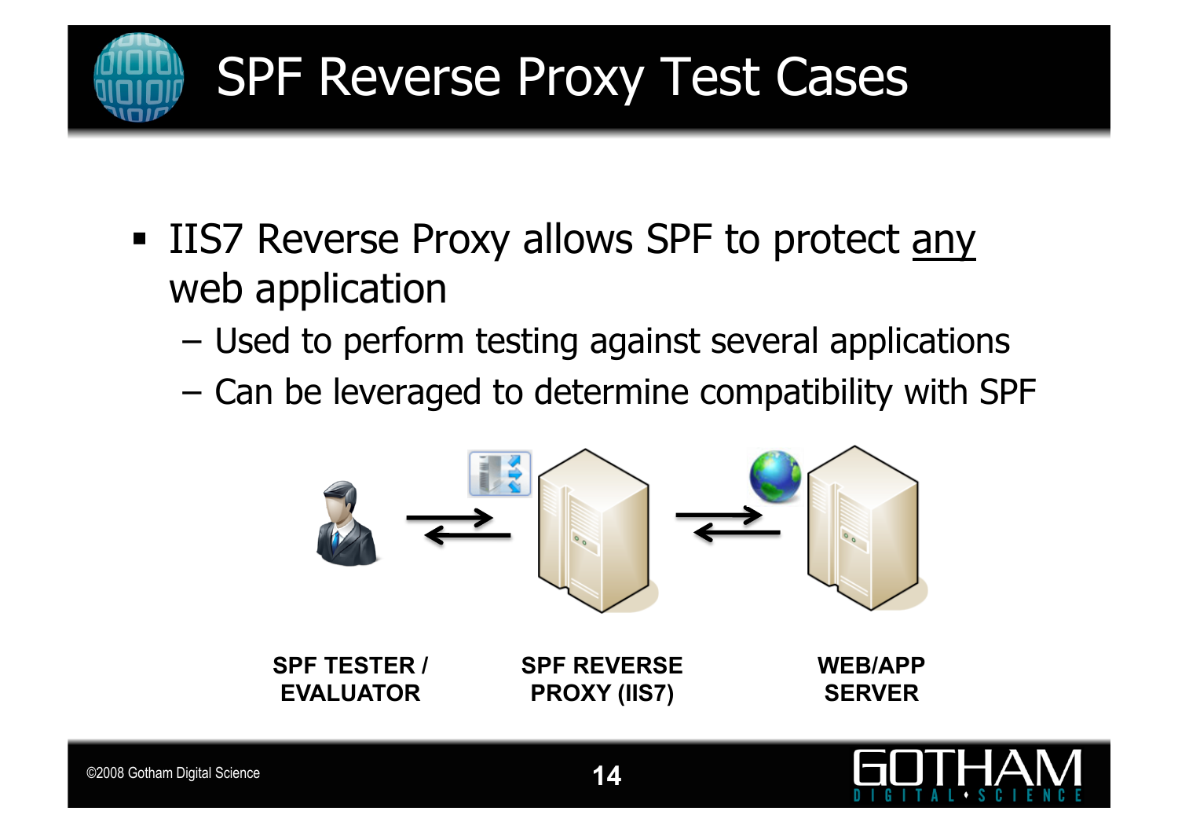# SPF Reverse Proxy Test Cases

- IIS7 Reverse Proxy allows SPF to protect <u>any</u> web application
  - Used to perform testing against several applications
  - Can be leveraged to determine compatibility with SPF

**SPF TESTER / EVALUATOR**

**SPF REVERSE PROXY (IIS7)**

**WEB/APP SERVER**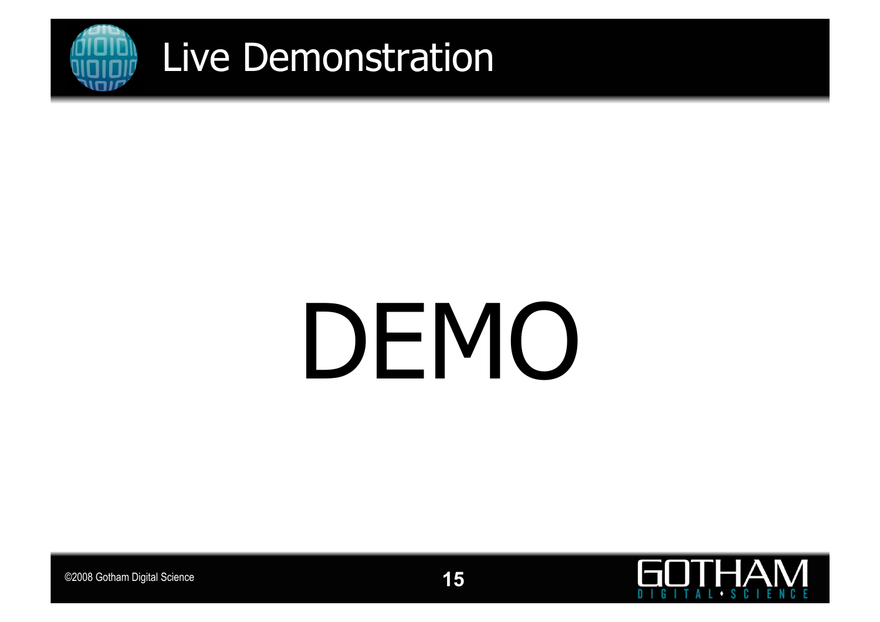# Live Demonstration

DEMO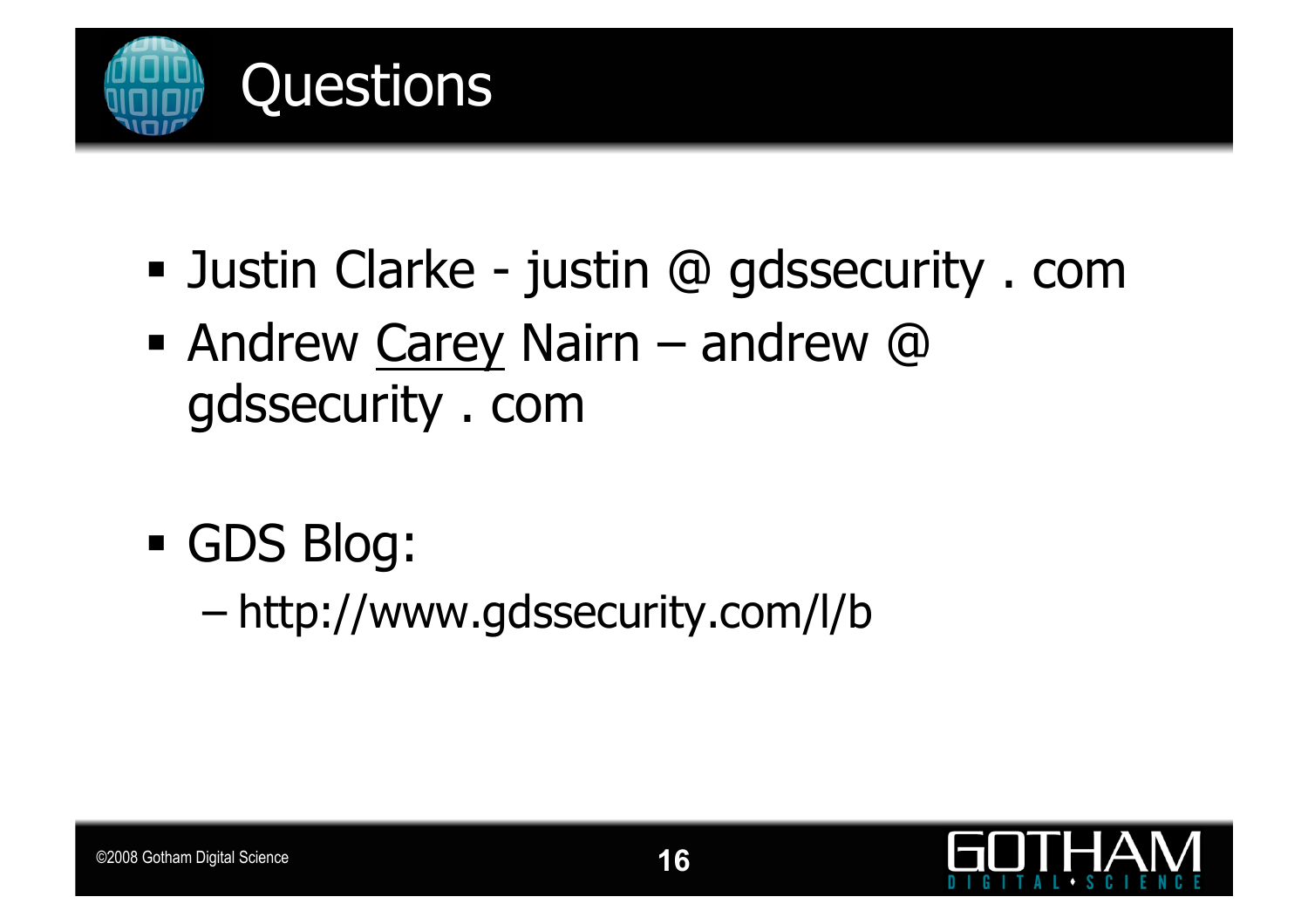# Questions

- Justin Clarke - justin @ gdssecurity . com
- Andrew Carey Nairn – andrew @ gdssecurity . com
- GDS Blog:
  - http://www.gdssecurity.com/l/b